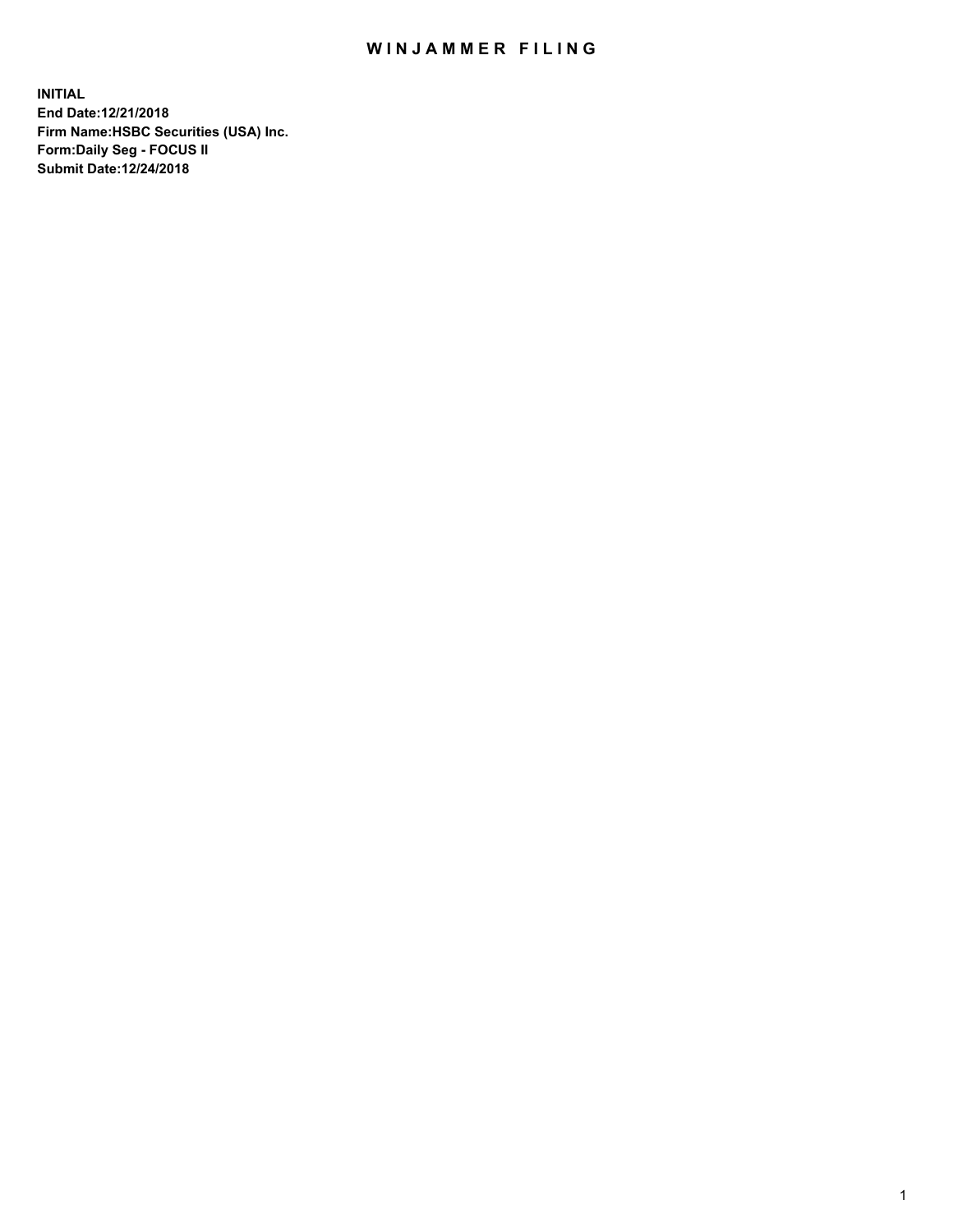# WINJAMMER FILING

**INITIAL**
**End Date:12/21/2018**
**Firm Name:HSBC Securities (USA) Inc.**
**Form:Daily Seg - FOCUS II**
**Submit Date:12/24/2018**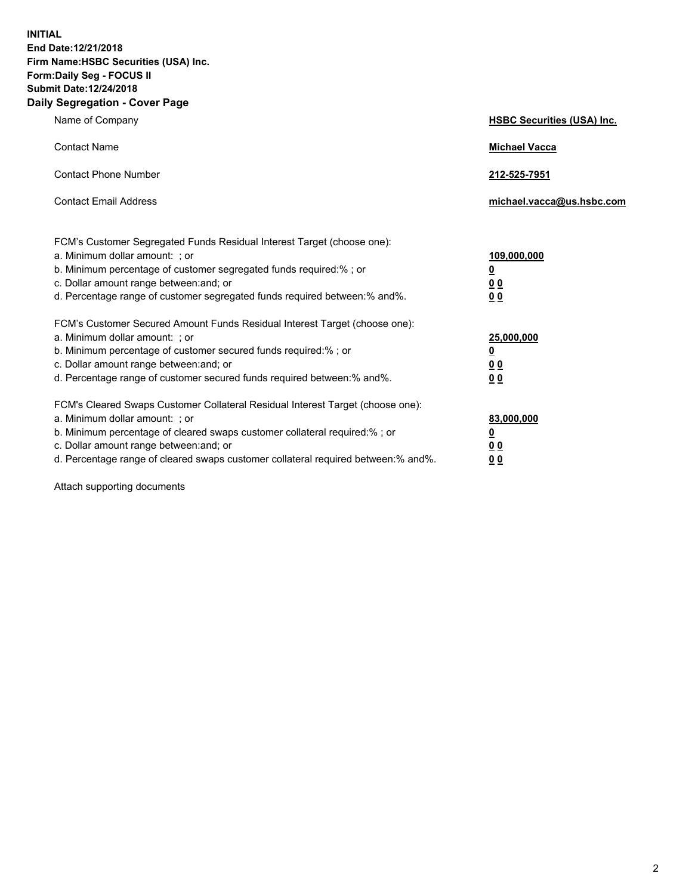**INITIAL**
**End Date:12/21/2018**
**Firm Name:HSBC Securities (USA) Inc.**
**Form:Daily Seg - FOCUS II**
**Submit Date:12/24/2018**

## Daily Segregation - Cover Page

| | |
|---|---|
| Name of Company | **HSBC Securities (USA) Inc.** |
| Contact Name | **Michael Vacca** |
| Contact Phone Number | **212-525-7951** |
| Contact Email Address | **michael.vacca@us.hsbc.com** |

FCM's Customer Segregated Funds Residual Interest Target (choose one):

| | |
|---|---|
| a. Minimum dollar amount: ; or | **109,000,000** |
| b. Minimum percentage of customer segregated funds required:% ; or | **0** |
| c. Dollar amount range between:and; or | **0 0** |
| d. Percentage range of customer segregated funds required between:% and%. | **0 0** |

FCM's Customer Secured Amount Funds Residual Interest Target (choose one):

| | |
|---|---|
| a. Minimum dollar amount: ; or | **25,000,000** |
| b. Minimum percentage of customer secured funds required:% ; or | **0** |
| c. Dollar amount range between:and; or | **0 0** |
| d. Percentage range of customer secured funds required between:% and%. | **0 0** |

FCM's Cleared Swaps Customer Collateral Residual Interest Target (choose one):

| | |
|---|---|
| a. Minimum dollar amount: ; or | **83,000,000** |
| b. Minimum percentage of cleared swaps customer collateral required:% ; or | **0** |
| c. Dollar amount range between:and; or | **0 0** |
| d. Percentage range of cleared swaps customer collateral required between:% and%. | **0 0** |

Attach supporting documents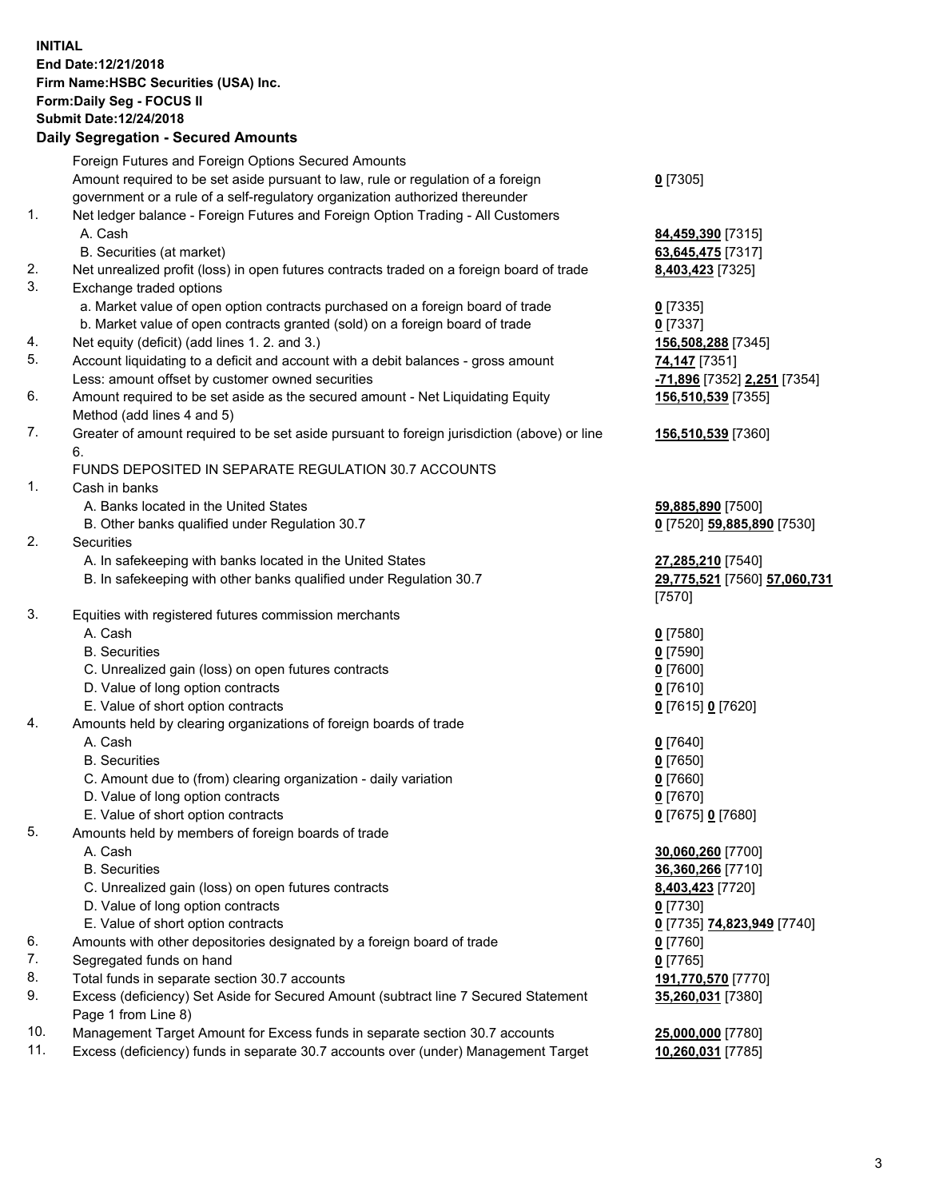**INITIAL**
**End Date:12/21/2018**
**Firm Name:HSBC Securities (USA) Inc.**
**Form:Daily Seg - FOCUS II**
**Submit Date:12/24/2018**
**Daily Segregation - Secured Amounts**

| | | |
|---|---|---|
| | Foreign Futures and Foreign Options Secured Amounts | |
| | Amount required to be set aside pursuant to law, rule or regulation of a foreign government or a rule of a self-regulatory organization authorized thereunder | **0** [7305] |
| 1. | Net ledger balance - Foreign Futures and Foreign Option Trading - All Customers | |
| | A. Cash | **84,459,390** [7315] |
| | B. Securities (at market) | **63,645,475** [7317] |
| 2. | Net unrealized profit (loss) in open futures contracts traded on a foreign board of trade | **8,403,423** [7325] |
| 3. | Exchange traded options | |
| | a. Market value of open option contracts purchased on a foreign board of trade | **0** [7335] |
| | b. Market value of open contracts granted (sold) on a foreign board of trade | **0** [7337] |
| 4. | Net equity (deficit) (add lines 1. 2. and 3.) | **156,508,288** [7345] |
| 5. | Account liquidating to a deficit and account with a debit balances - gross amount | **74,147** [7351] |
| | Less: amount offset by customer owned securities | **-71,896** [7352] **2,251** [7354] |
| 6. | Amount required to be set aside as the secured amount - Net Liquidating Equity Method (add lines 4 and 5) | **156,510,539** [7355] |
| 7. | Greater of amount required to be set aside pursuant to foreign jurisdiction (above) or line 6. | **156,510,539** [7360] |
| | FUNDS DEPOSITED IN SEPARATE REGULATION 30.7 ACCOUNTS | |
| 1. | Cash in banks | |
| | A. Banks located in the United States | **59,885,890** [7500] |
| | B. Other banks qualified under Regulation 30.7 | **0** [7520] **59,885,890** [7530] |
| 2. | Securities | |
| | A. In safekeeping with banks located in the United States | **27,285,210** [7540] |
| | B. In safekeeping with other banks qualified under Regulation 30.7 | **29,775,521** [7560] **57,060,731** [7570] |
| 3. | Equities with registered futures commission merchants | |
| | A. Cash | **0** [7580] |
| | B. Securities | **0** [7590] |
| | C. Unrealized gain (loss) on open futures contracts | **0** [7600] |
| | D. Value of long option contracts | **0** [7610] |
| | E. Value of short option contracts | **0** [7615] **0** [7620] |
| 4. | Amounts held by clearing organizations of foreign boards of trade | |
| | A. Cash | **0** [7640] |
| | B. Securities | **0** [7650] |
| | C. Amount due to (from) clearing organization - daily variation | **0** [7660] |
| | D. Value of long option contracts | **0** [7670] |
| | E. Value of short option contracts | **0** [7675] **0** [7680] |
| 5. | Amounts held by members of foreign boards of trade | |
| | A. Cash | **30,060,260** [7700] |
| | B. Securities | **36,360,266** [7710] |
| | C. Unrealized gain (loss) on open futures contracts | **8,403,423** [7720] |
| | D. Value of long option contracts | **0** [7730] |
| | E. Value of short option contracts | **0** [7735] **74,823,949** [7740] |
| 6. | Amounts with other depositories designated by a foreign board of trade | **0** [7760] |
| 7. | Segregated funds on hand | **0** [7765] |
| 8. | Total funds in separate section 30.7 accounts | **191,770,570** [7770] |
| 9. | Excess (deficiency) Set Aside for Secured Amount (subtract line 7 Secured Statement Page 1 from Line 8) | **35,260,031** [7380] |
| 10. | Management Target Amount for Excess funds in separate section 30.7 accounts | **25,000,000** [7780] |
| 11. | Excess (deficiency) funds in separate 30.7 accounts over (under) Management Target | **10,260,031** [7785] |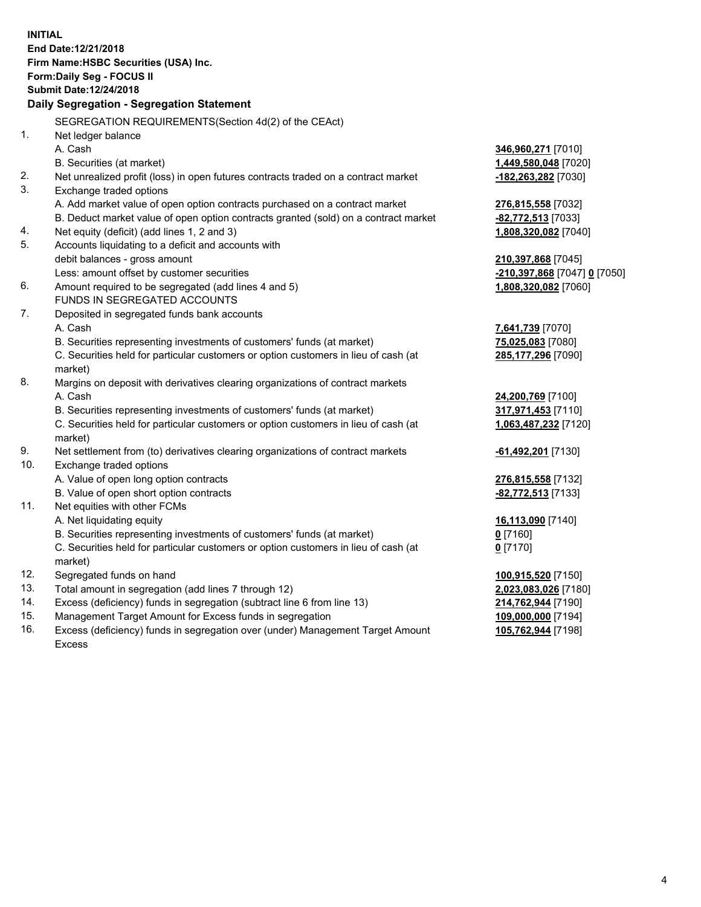**INITIAL**
**End Date:12/21/2018**
**Firm Name:HSBC Securities (USA) Inc.**
**Form:Daily Seg - FOCUS II**
**Submit Date:12/24/2018**

## Daily Segregation - Segregation Statement

| | | |
|---|---|---|
| | SEGREGATION REQUIREMENTS(Section 4d(2) of the CEAct) | |
| 1. | Net ledger balance | |
| | A. Cash | **346,960,271** [7010] |
| | B. Securities (at market) | **1,449,580,048** [7020] |
| 2. | Net unrealized profit (loss) in open futures contracts traded on a contract market | **-182,263,282** [7030] |
| 3. | Exchange traded options | |
| | A. Add market value of open option contracts purchased on a contract market | **276,815,558** [7032] |
| | B. Deduct market value of open option contracts granted (sold) on a contract market | **-82,772,513** [7033] |
| 4. | Net equity (deficit) (add lines 1, 2 and 3) | **1,808,320,082** [7040] |
| 5. | Accounts liquidating to a deficit and accounts with debit balances - gross amount | **210,397,868** [7045] |
| | Less: amount offset by customer securities | **-210,397,868** [7047] **0** [7050] |
| 6. | Amount required to be segregated (add lines 4 and 5) | **1,808,320,082** [7060] |
| | FUNDS IN SEGREGATED ACCOUNTS | |
| 7. | Deposited in segregated funds bank accounts | |
| | A. Cash | **7,641,739** [7070] |
| | B. Securities representing investments of customers' funds (at market) | **75,025,083** [7080] |
| | C. Securities held for particular customers or option customers in lieu of cash (at market) | **285,177,296** [7090] |
| 8. | Margins on deposit with derivatives clearing organizations of contract markets | |
| | A. Cash | **24,200,769** [7100] |
| | B. Securities representing investments of customers' funds (at market) | **317,971,453** [7110] |
| | C. Securities held for particular customers or option customers in lieu of cash (at market) | **1,063,487,232** [7120] |
| 9. | Net settlement from (to) derivatives clearing organizations of contract markets | **-61,492,201** [7130] |
| 10. | Exchange traded options | |
| | A. Value of open long option contracts | **276,815,558** [7132] |
| | B. Value of open short option contracts | **-82,772,513** [7133] |
| 11. | Net equities with other FCMs | |
| | A. Net liquidating equity | **16,113,090** [7140] |
| | B. Securities representing investments of customers' funds (at market) | **0** [7160] |
| | C. Securities held for particular customers or option customers in lieu of cash (at market) | **0** [7170] |
| 12. | Segregated funds on hand | **100,915,520** [7150] |
| 13. | Total amount in segregation (add lines 7 through 12) | **2,023,083,026** [7180] |
| 14. | Excess (deficiency) funds in segregation (subtract line 6 from line 13) | **214,762,944** [7190] |
| 15. | Management Target Amount for Excess funds in segregation | **109,000,000** [7194] |
| 16. | Excess (deficiency) funds in segregation over (under) Management Target Amount Excess | **105,762,944** [7198] |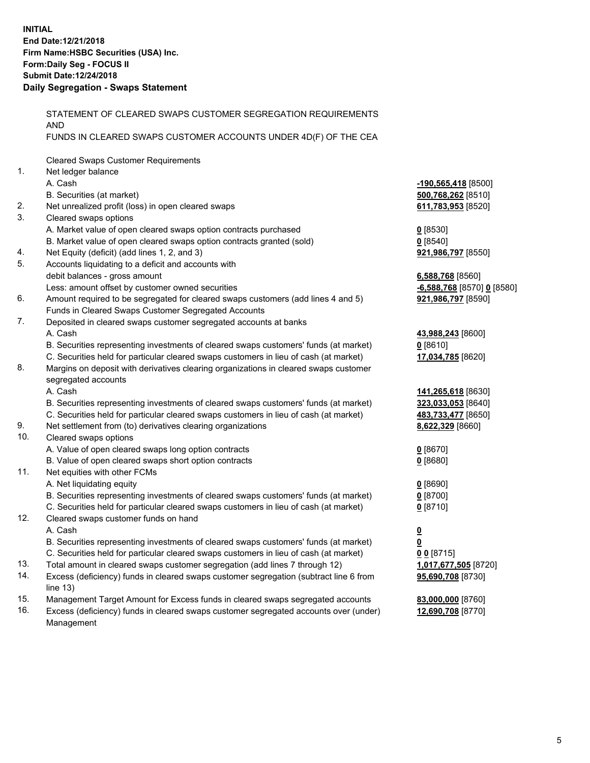**INITIAL**
**End Date:12/21/2018**
**Firm Name:HSBC Securities (USA) Inc.**
**Form:Daily Seg - FOCUS II**
**Submit Date:12/24/2018**
**Daily Segregation - Swaps Statement**

STATEMENT OF CLEARED SWAPS CUSTOMER SEGREGATION REQUIREMENTS AND FUNDS IN CLEARED SWAPS CUSTOMER ACCOUNTS UNDER 4D(F) OF THE CEA

| | | |
|---|---|---|
| | Cleared Swaps Customer Requirements | |
| 1. | Net ledger balance | |
| | A. Cash | **-190,565,418** [8500] |
| | B. Securities (at market) | **500,768,262** [8510] |
| 2. | Net unrealized profit (loss) in open cleared swaps | **611,783,953** [8520] |
| 3. | Cleared swaps options | |
| | A. Market value of open cleared swaps option contracts purchased | **0** [8530] |
| | B. Market value of open cleared swaps option contracts granted (sold) | **0** [8540] |
| 4. | Net Equity (deficit) (add lines 1, 2, and 3) | **921,986,797** [8550] |
| 5. | Accounts liquidating to a deficit and accounts with | |
| | debit balances - gross amount | **6,588,768** [8560] |
| | Less: amount offset by customer owned securities | **-6,588,768** [8570] **0** [8580] |
| 6. | Amount required to be segregated for cleared swaps customers (add lines 4 and 5) | **921,986,797** [8590] |
| | Funds in Cleared Swaps Customer Segregated Accounts | |
| 7. | Deposited in cleared swaps customer segregated accounts at banks | |
| | A. Cash | **43,988,243** [8600] |
| | B. Securities representing investments of cleared swaps customers' funds (at market) | **0** [8610] |
| | C. Securities held for particular cleared swaps customers in lieu of cash (at market) | **17,034,785** [8620] |
| 8. | Margins on deposit with derivatives clearing organizations in cleared swaps customer segregated accounts | |
| | A. Cash | **141,265,618** [8630] |
| | B. Securities representing investments of cleared swaps customers' funds (at market) | **323,033,053** [8640] |
| | C. Securities held for particular cleared swaps customers in lieu of cash (at market) | **483,733,477** [8650] |
| 9. | Net settlement from (to) derivatives clearing organizations | **8,622,329** [8660] |
| 10. | Cleared swaps options | |
| | A. Value of open cleared swaps long option contracts | **0** [8670] |
| | B. Value of open cleared swaps short option contracts | **0** [8680] |
| 11. | Net equities with other FCMs | |
| | A. Net liquidating equity | **0** [8690] |
| | B. Securities representing investments of cleared swaps customers' funds (at market) | **0** [8700] |
| | C. Securities held for particular cleared swaps customers in lieu of cash (at market) | **0** [8710] |
| 12. | Cleared swaps customer funds on hand | |
| | A. Cash | **0** |
| | B. Securities representing investments of cleared swaps customers' funds (at market) | **0** |
| | C. Securities held for particular cleared swaps customers in lieu of cash (at market) | **0** **0** [8715] |
| 13. | Total amount in cleared swaps customer segregation (add lines 7 through 12) | **1,017,677,505** [8720] |
| 14. | Excess (deficiency) funds in cleared swaps customer segregation (subtract line 6 from line 13) | **95,690,708** [8730] |
| 15. | Management Target Amount for Excess funds in cleared swaps segregated accounts | **83,000,000** [8760] |
| 16. | Excess (deficiency) funds in cleared swaps customer segregated accounts over (under) Management | **12,690,708** [8770] |